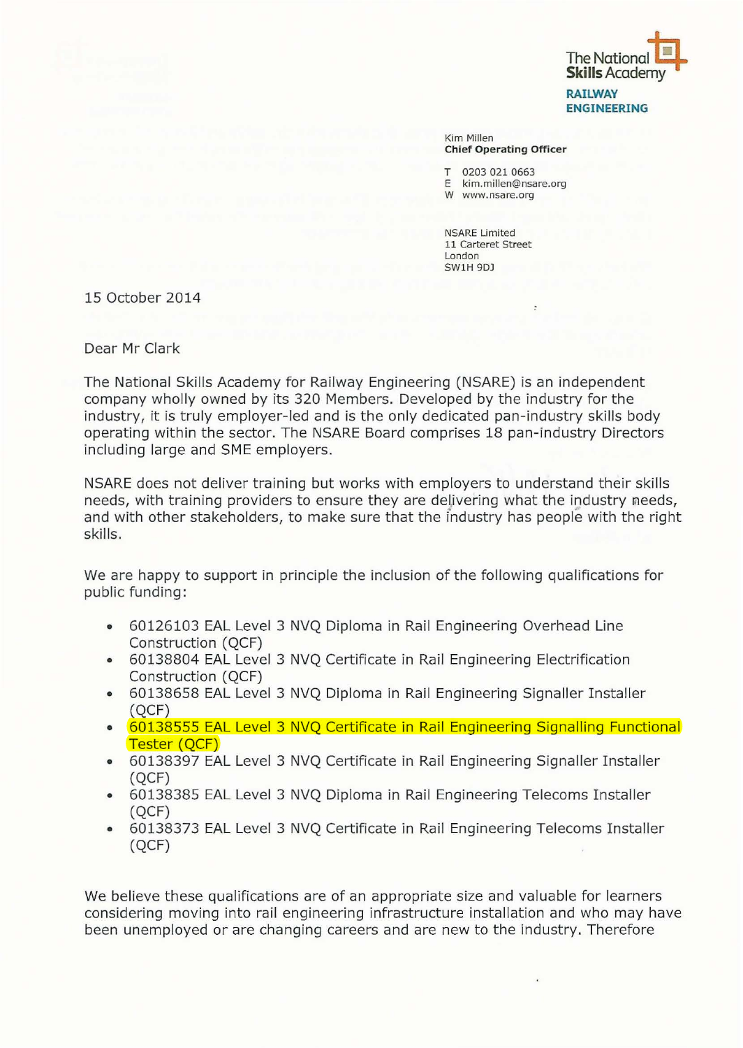The National Skills Academy
RAILWAY ENGINEERING

Kim Millen
**Chief Operating Officer**

T 0203 021 0663
E kim.millen@nsare.org
W www.nsare.org

NSARE Limited
11 Carteret Street
London
SW1H 9DJ

15 October 2014

Dear Mr Clark

The National Skills Academy for Railway Engineering (NSARE) is an independent company wholly owned by its 320 Members. Developed by the industry for the industry, it is truly employer-led and is the only dedicated pan-industry skills body operating within the sector. The NSARE Board comprises 18 pan-industry Directors including large and SME employers.

NSARE does not deliver training but works with employers to understand their skills needs, with training providers to ensure they are delivering what the industry needs, and with other stakeholders, to make sure that the industry has people with the right skills.

We are happy to support in principle the inclusion of the following qualifications for public funding:

- 60126103 EAL Level 3 NVQ Diploma in Rail Engineering Overhead Line Construction (QCF)
- 60138804 EAL Level 3 NVQ Certificate in Rail Engineering Electrification Construction (QCF)
- 60138658 EAL Level 3 NVQ Diploma in Rail Engineering Signaller Installer (QCF)
- 60138555 EAL Level 3 NVQ Certificate in Rail Engineering Signalling Functional Tester (QCF)
- 60138397 EAL Level 3 NVQ Certificate in Rail Engineering Signaller Installer (QCF)
- 60138385 EAL Level 3 NVQ Diploma in Rail Engineering Telecoms Installer (QCF)
- 60138373 EAL Level 3 NVQ Certificate in Rail Engineering Telecoms Installer (QCF)

We believe these qualifications are of an appropriate size and valuable for learners considering moving into rail engineering infrastructure installation and who may have been unemployed or are changing careers and are new to the industry. Therefore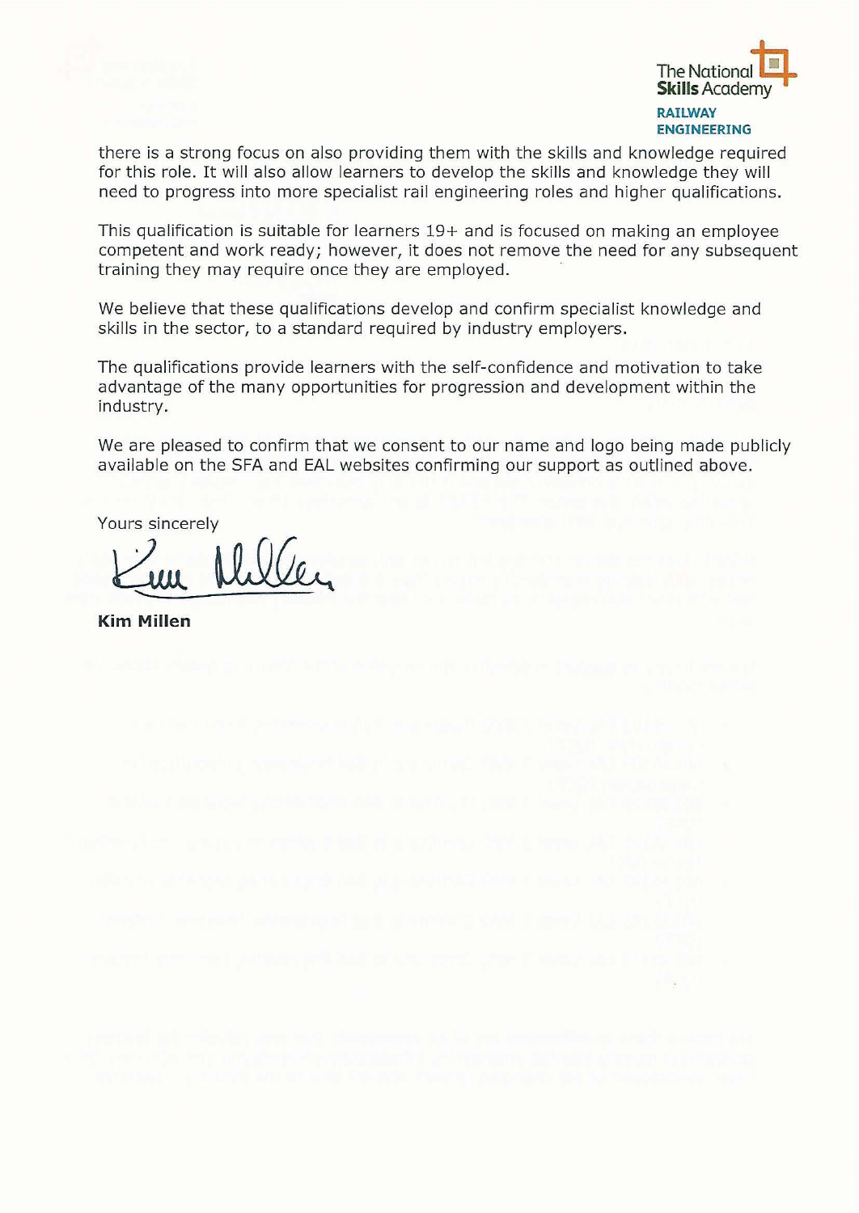there is a strong focus on also providing them with the skills and knowledge required for this role. It will also allow learners to develop the skills and knowledge they will need to progress into more specialist rail engineering roles and higher qualifications.

This qualification is suitable for learners 19+ and is focused on making an employee competent and work ready; however, it does not remove the need for any subsequent training they may require once they are employed.

We believe that these qualifications develop and confirm specialist knowledge and skills in the sector, to a standard required by industry employers.

The qualifications provide learners with the self-confidence and motivation to take advantage of the many opportunities for progression and development within the industry.

We are pleased to confirm that we consent to our name and logo being made publicly available on the SFA and EAL websites confirming our support as outlined above.

Yours sincerely

**Kim Millen**